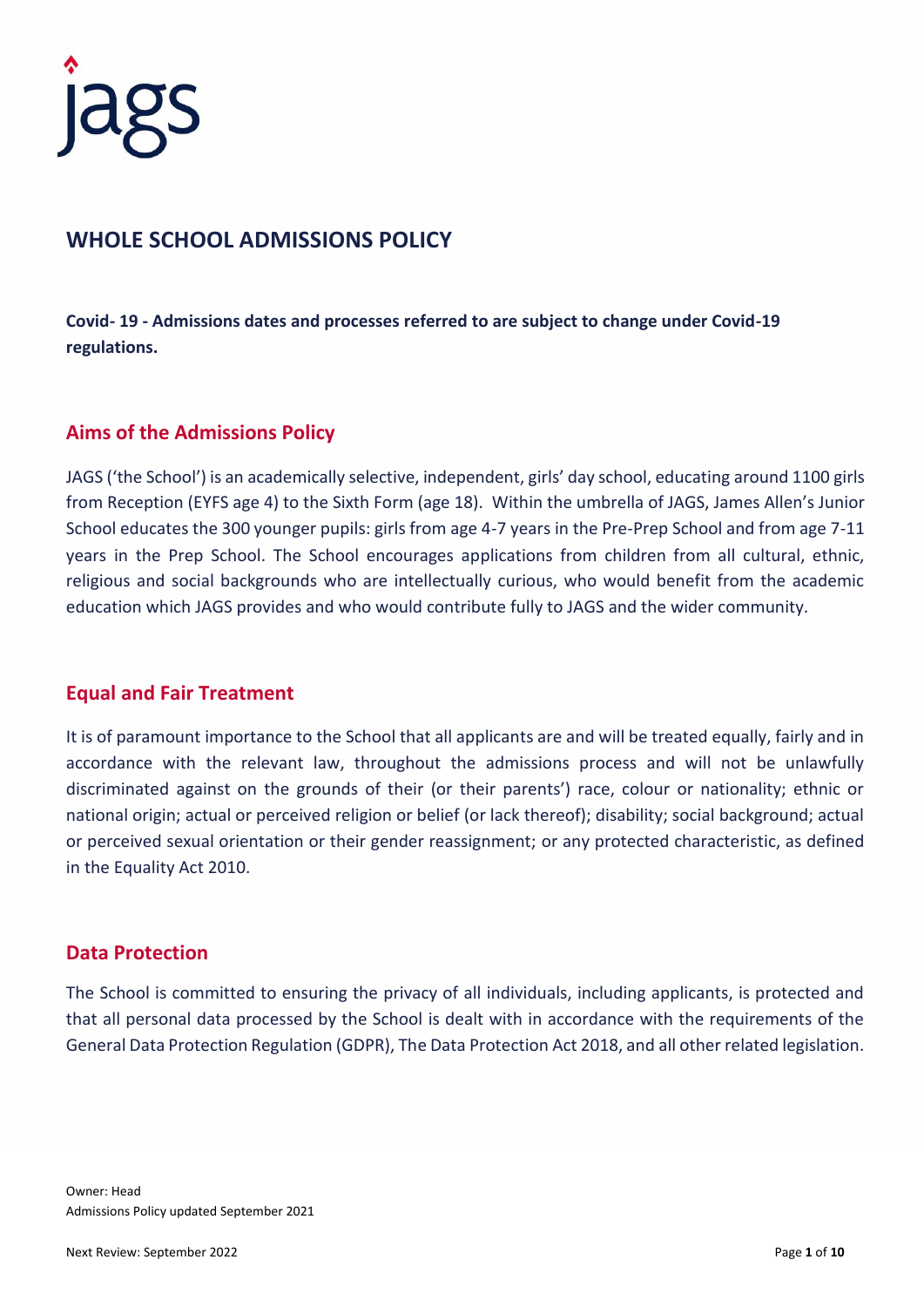jags

# WHOLE SCHOOL ADMISSIONS POLICY

**Covid- 19 - Admissions dates and processes referred to are subject to change under Covid-19 regulations.**

## Aims of the Admissions Policy

JAGS ('the School') is an academically selective, independent, girls' day school, educating around 1100 girls from Reception (EYFS age 4) to the Sixth Form (age 18). Within the umbrella of JAGS, James Allen's Junior School educates the 300 younger pupils: girls from age 4-7 years in the Pre-Prep School and from age 7-11 years in the Prep School. The School encourages applications from children from all cultural, ethnic, religious and social backgrounds who are intellectually curious, who would benefit from the academic education which JAGS provides and who would contribute fully to JAGS and the wider community.

## Equal and Fair Treatment

It is of paramount importance to the School that all applicants are and will be treated equally, fairly and in accordance with the relevant law, throughout the admissions process and will not be unlawfully discriminated against on the grounds of their (or their parents') race, colour or nationality; ethnic or national origin; actual or perceived religion or belief (or lack thereof); disability; social background; actual or perceived sexual orientation or their gender reassignment; or any protected characteristic, as defined in the Equality Act 2010.

## Data Protection

The School is committed to ensuring the privacy of all individuals, including applicants, is protected and that all personal data processed by the School is dealt with in accordance with the requirements of the General Data Protection Regulation (GDPR), The Data Protection Act 2018, and all other related legislation.

Owner: Head
Admissions Policy updated September 2021

Next Review: September 2022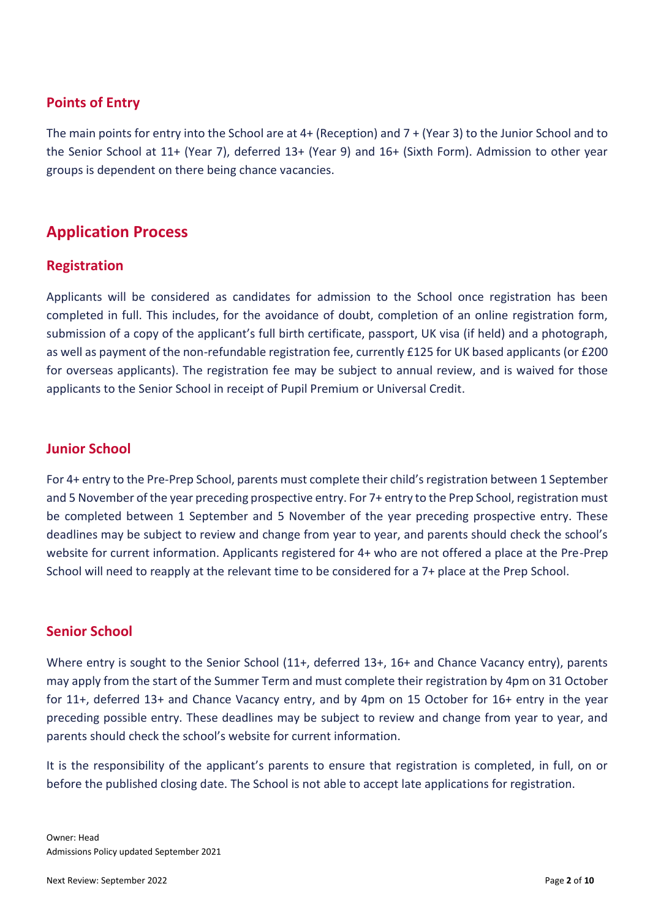### Points of Entry

The main points for entry into the School are at 4+ (Reception) and 7 + (Year 3) to the Junior School and to the Senior School at 11+ (Year 7), deferred 13+ (Year 9) and 16+ (Sixth Form). Admission to other year groups is dependent on there being chance vacancies.

## Application Process

### Registration

Applicants will be considered as candidates for admission to the School once registration has been completed in full. This includes, for the avoidance of doubt, completion of an online registration form, submission of a copy of the applicant's full birth certificate, passport, UK visa (if held) and a photograph, as well as payment of the non-refundable registration fee, currently £125 for UK based applicants (or £200 for overseas applicants). The registration fee may be subject to annual review, and is waived for those applicants to the Senior School in receipt of Pupil Premium or Universal Credit.

### Junior School

For 4+ entry to the Pre-Prep School, parents must complete their child's registration between 1 September and 5 November of the year preceding prospective entry. For 7+ entry to the Prep School, registration must be completed between 1 September and 5 November of the year preceding prospective entry. These deadlines may be subject to review and change from year to year, and parents should check the school's website for current information. Applicants registered for 4+ who are not offered a place at the Pre-Prep School will need to reapply at the relevant time to be considered for a 7+ place at the Prep School.

### Senior School

Where entry is sought to the Senior School (11+, deferred 13+, 16+ and Chance Vacancy entry), parents may apply from the start of the Summer Term and must complete their registration by 4pm on 31 October for 11+, deferred 13+ and Chance Vacancy entry, and by 4pm on 15 October for 16+ entry in the year preceding possible entry. These deadlines may be subject to review and change from year to year, and parents should check the school's website for current information.

It is the responsibility of the applicant's parents to ensure that registration is completed, in full, on or before the published closing date. The School is not able to accept late applications for registration.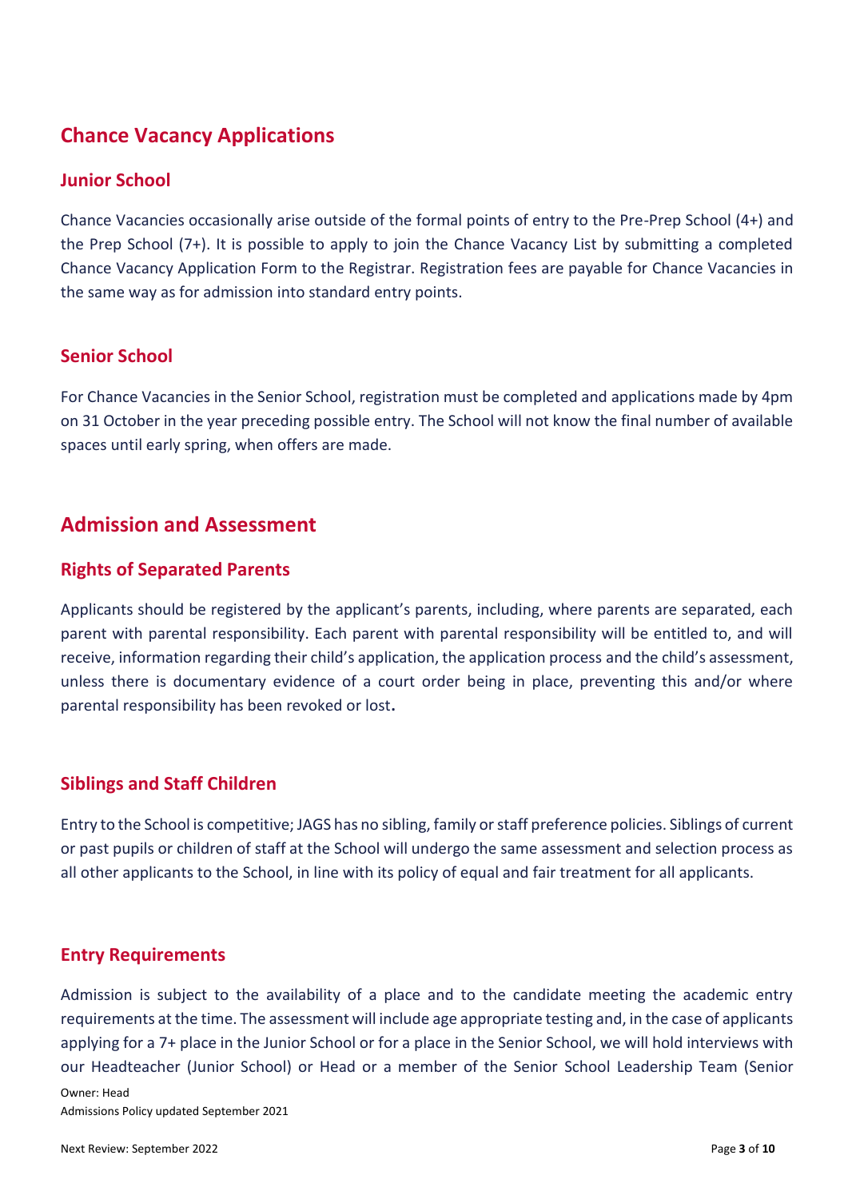## Chance Vacancy Applications

### Junior School

Chance Vacancies occasionally arise outside of the formal points of entry to the Pre-Prep School (4+) and the Prep School (7+). It is possible to apply to join the Chance Vacancy List by submitting a completed Chance Vacancy Application Form to the Registrar. Registration fees are payable for Chance Vacancies in the same way as for admission into standard entry points.

### Senior School

For Chance Vacancies in the Senior School, registration must be completed and applications made by 4pm on 31 October in the year preceding possible entry. The School will not know the final number of available spaces until early spring, when offers are made.

## Admission and Assessment

### Rights of Separated Parents

Applicants should be registered by the applicant's parents, including, where parents are separated, each parent with parental responsibility. Each parent with parental responsibility will be entitled to, and will receive, information regarding their child's application, the application process and the child's assessment, unless there is documentary evidence of a court order being in place, preventing this and/or where parental responsibility has been revoked or lost.

### Siblings and Staff Children

Entry to the School is competitive; JAGS has no sibling, family or staff preference policies. Siblings of current or past pupils or children of staff at the School will undergo the same assessment and selection process as all other applicants to the School, in line with its policy of equal and fair treatment for all applicants.

### Entry Requirements

Admission is subject to the availability of a place and to the candidate meeting the academic entry requirements at the time. The assessment will include age appropriate testing and, in the case of applicants applying for a 7+ place in the Junior School or for a place in the Senior School, we will hold interviews with our Headteacher (Junior School) or Head or a member of the Senior School Leadership Team (Senior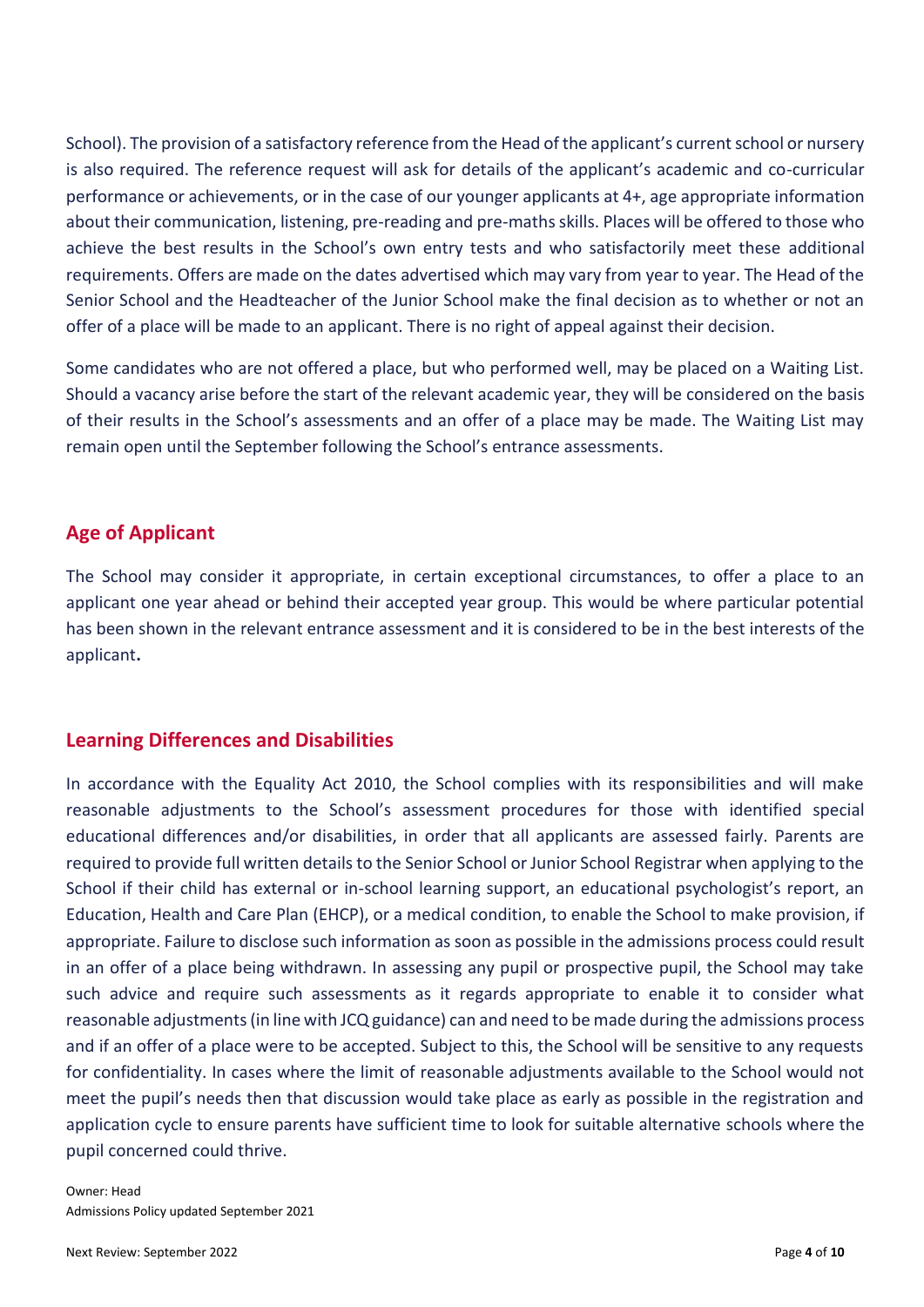School). The provision of a satisfactory reference from the Head of the applicant's current school or nursery is also required. The reference request will ask for details of the applicant's academic and co-curricular performance or achievements, or in the case of our younger applicants at 4+, age appropriate information about their communication, listening, pre-reading and pre-maths skills. Places will be offered to those who achieve the best results in the School's own entry tests and who satisfactorily meet these additional requirements. Offers are made on the dates advertised which may vary from year to year. The Head of the Senior School and the Headteacher of the Junior School make the final decision as to whether or not an offer of a place will be made to an applicant. There is no right of appeal against their decision.

Some candidates who are not offered a place, but who performed well, may be placed on a Waiting List. Should a vacancy arise before the start of the relevant academic year, they will be considered on the basis of their results in the School's assessments and an offer of a place may be made. The Waiting List may remain open until the September following the School's entrance assessments.

## Age of Applicant

The School may consider it appropriate, in certain exceptional circumstances, to offer a place to an applicant one year ahead or behind their accepted year group. This would be where particular potential has been shown in the relevant entrance assessment and it is considered to be in the best interests of the applicant**.**

## Learning Differences and Disabilities

In accordance with the Equality Act 2010, the School complies with its responsibilities and will make reasonable adjustments to the School's assessment procedures for those with identified special educational differences and/or disabilities, in order that all applicants are assessed fairly. Parents are required to provide full written details to the Senior School or Junior School Registrar when applying to the School if their child has external or in-school learning support, an educational psychologist's report, an Education, Health and Care Plan (EHCP), or a medical condition, to enable the School to make provision, if appropriate. Failure to disclose such information as soon as possible in the admissions process could result in an offer of a place being withdrawn. In assessing any pupil or prospective pupil, the School may take such advice and require such assessments as it regards appropriate to enable it to consider what reasonable adjustments (in line with JCQ guidance) can and need to be made during the admissions process and if an offer of a place were to be accepted. Subject to this, the School will be sensitive to any requests for confidentiality. In cases where the limit of reasonable adjustments available to the School would not meet the pupil's needs then that discussion would take place as early as possible in the registration and application cycle to ensure parents have sufficient time to look for suitable alternative schools where the pupil concerned could thrive.

Owner: Head
Admissions Policy updated September 2021

Next Review: September 2022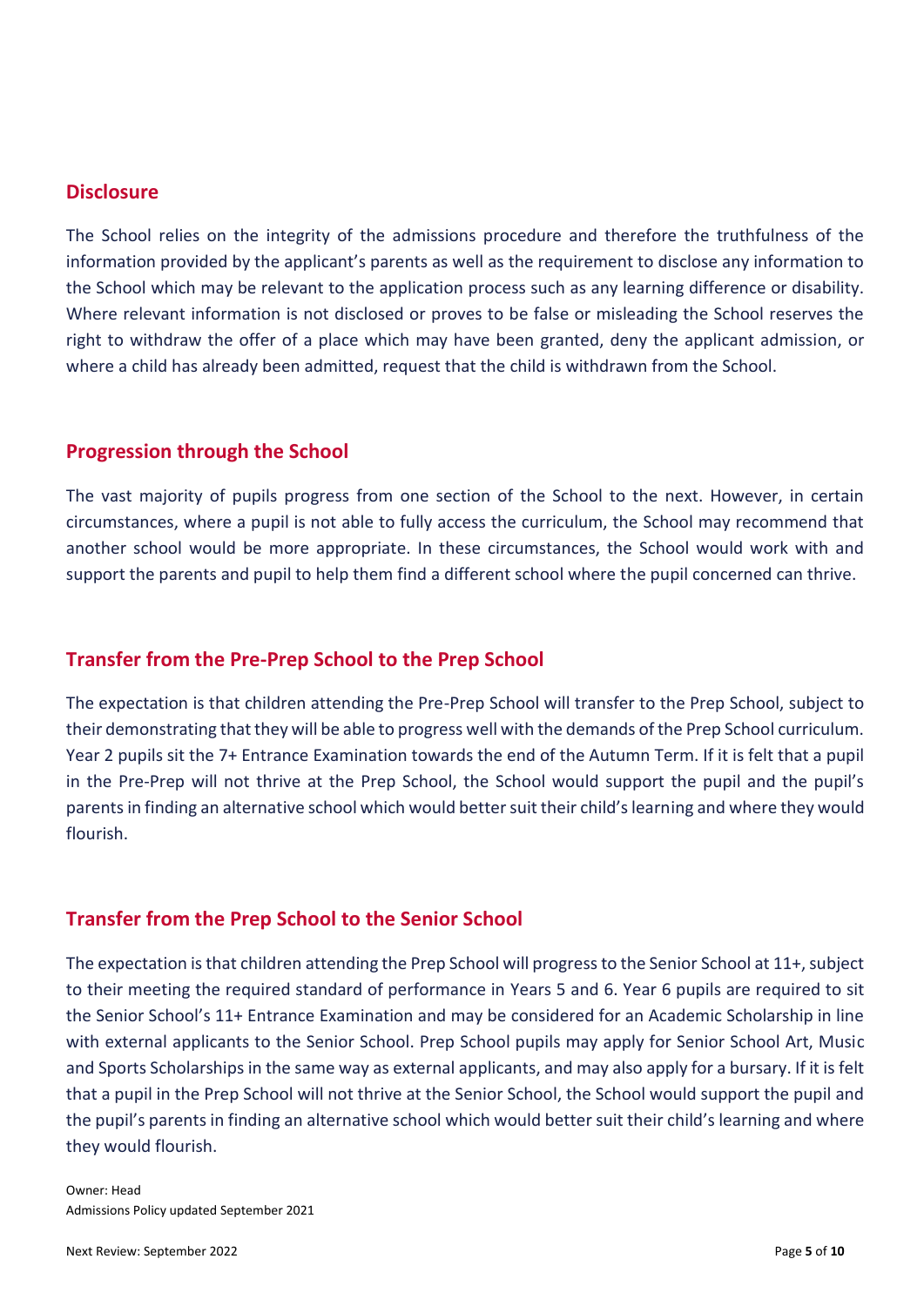## Disclosure

The School relies on the integrity of the admissions procedure and therefore the truthfulness of the information provided by the applicant's parents as well as the requirement to disclose any information to the School which may be relevant to the application process such as any learning difference or disability. Where relevant information is not disclosed or proves to be false or misleading the School reserves the right to withdraw the offer of a place which may have been granted, deny the applicant admission, or where a child has already been admitted, request that the child is withdrawn from the School.

## Progression through the School

The vast majority of pupils progress from one section of the School to the next. However, in certain circumstances, where a pupil is not able to fully access the curriculum, the School may recommend that another school would be more appropriate. In these circumstances, the School would work with and support the parents and pupil to help them find a different school where the pupil concerned can thrive.

## Transfer from the Pre-Prep School to the Prep School

The expectation is that children attending the Pre-Prep School will transfer to the Prep School, subject to their demonstrating that they will be able to progress well with the demands of the Prep School curriculum. Year 2 pupils sit the 7+ Entrance Examination towards the end of the Autumn Term. If it is felt that a pupil in the Pre-Prep will not thrive at the Prep School, the School would support the pupil and the pupil's parents in finding an alternative school which would better suit their child's learning and where they would flourish.

## Transfer from the Prep School to the Senior School

The expectation is that children attending the Prep School will progress to the Senior School at 11+, subject to their meeting the required standard of performance in Years 5 and 6. Year 6 pupils are required to sit the Senior School's 11+ Entrance Examination and may be considered for an Academic Scholarship in line with external applicants to the Senior School. Prep School pupils may apply for Senior School Art, Music and Sports Scholarships in the same way as external applicants, and may also apply for a bursary. If it is felt that a pupil in the Prep School will not thrive at the Senior School, the School would support the pupil and the pupil's parents in finding an alternative school which would better suit their child's learning and where they would flourish.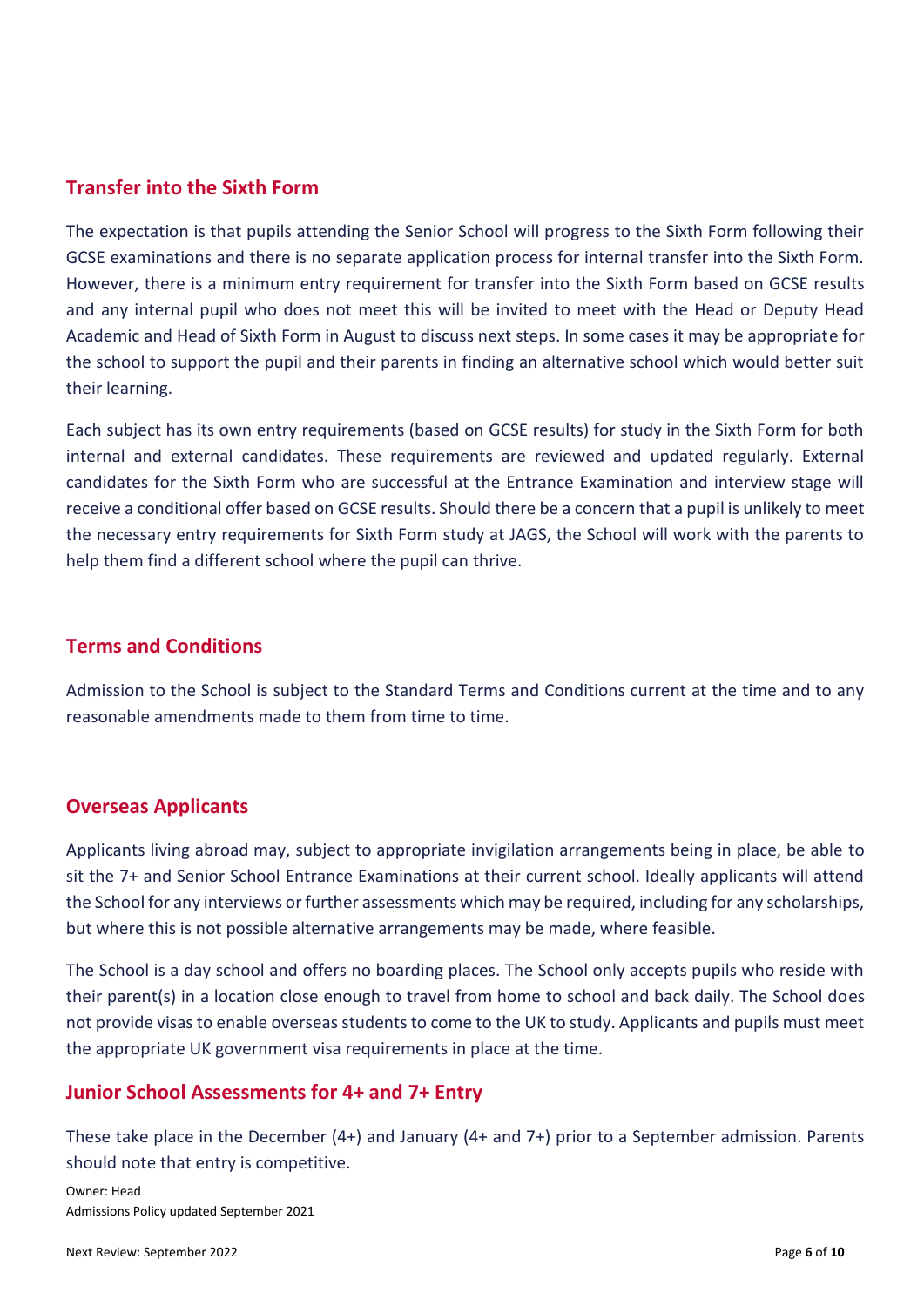## Transfer into the Sixth Form

The expectation is that pupils attending the Senior School will progress to the Sixth Form following their GCSE examinations and there is no separate application process for internal transfer into the Sixth Form. However, there is a minimum entry requirement for transfer into the Sixth Form based on GCSE results and any internal pupil who does not meet this will be invited to meet with the Head or Deputy Head Academic and Head of Sixth Form in August to discuss next steps. In some cases it may be appropriate for the school to support the pupil and their parents in finding an alternative school which would better suit their learning.

Each subject has its own entry requirements (based on GCSE results) for study in the Sixth Form for both internal and external candidates. These requirements are reviewed and updated regularly. External candidates for the Sixth Form who are successful at the Entrance Examination and interview stage will receive a conditional offer based on GCSE results. Should there be a concern that a pupil is unlikely to meet the necessary entry requirements for Sixth Form study at JAGS, the School will work with the parents to help them find a different school where the pupil can thrive.

## Terms and Conditions

Admission to the School is subject to the Standard Terms and Conditions current at the time and to any reasonable amendments made to them from time to time.

## Overseas Applicants

Applicants living abroad may, subject to appropriate invigilation arrangements being in place, be able to sit the 7+ and Senior School Entrance Examinations at their current school. Ideally applicants will attend the School for any interviews or further assessments which may be required, including for any scholarships, but where this is not possible alternative arrangements may be made, where feasible.

The School is a day school and offers no boarding places. The School only accepts pupils who reside with their parent(s) in a location close enough to travel from home to school and back daily. The School does not provide visas to enable overseas students to come to the UK to study. Applicants and pupils must meet the appropriate UK government visa requirements in place at the time.

## Junior School Assessments for 4+ and 7+ Entry

These take place in the December (4+) and January (4+ and 7+) prior to a September admission. Parents should note that entry is competitive.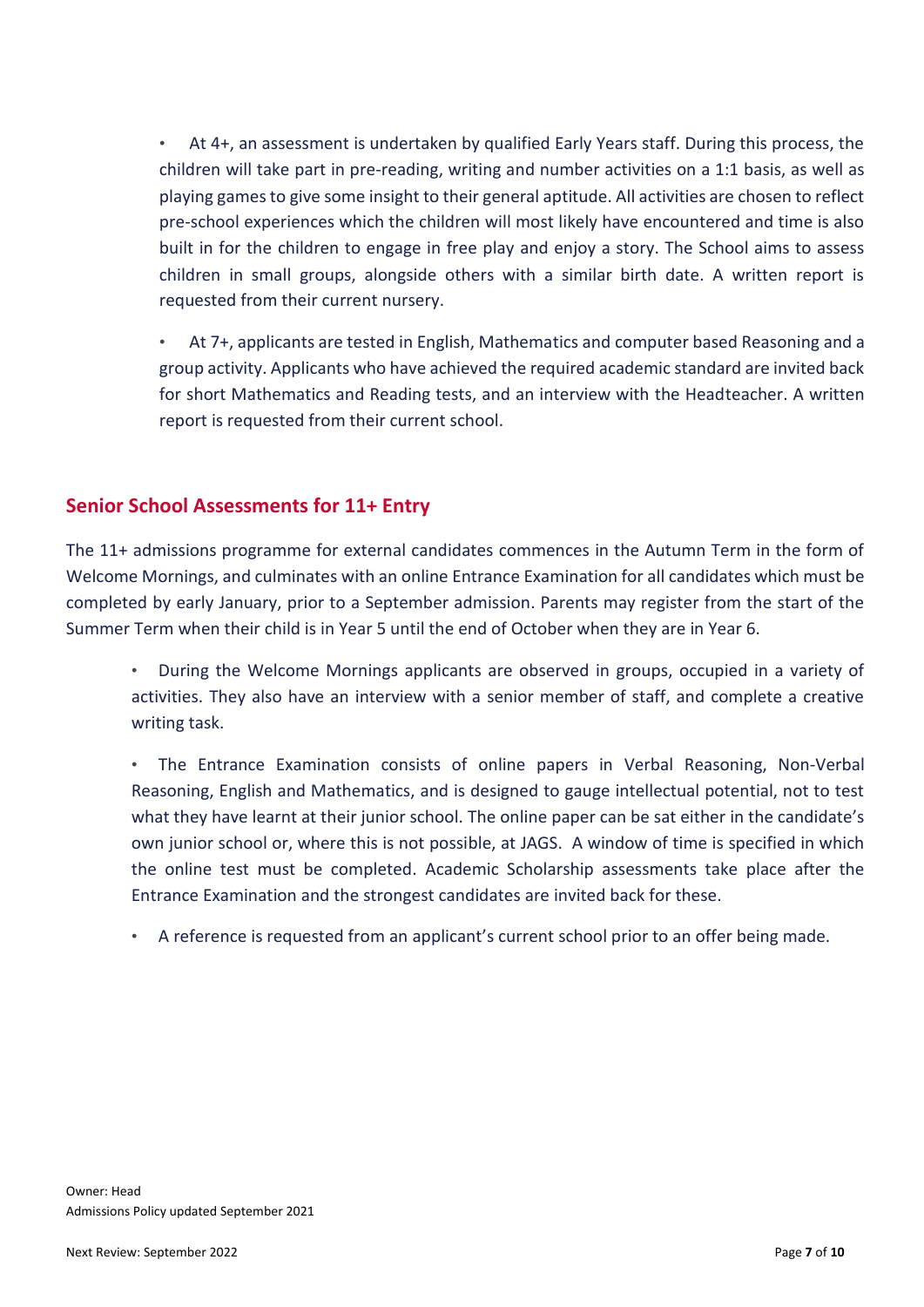- At 4+, an assessment is undertaken by qualified Early Years staff. During this process, the children will take part in pre-reading, writing and number activities on a 1:1 basis, as well as playing games to give some insight to their general aptitude. All activities are chosen to reflect pre-school experiences which the children will most likely have encountered and time is also built in for the children to engage in free play and enjoy a story. The School aims to assess children in small groups, alongside others with a similar birth date. A written report is requested from their current nursery.

- At 7+, applicants are tested in English, Mathematics and computer based Reasoning and a group activity. Applicants who have achieved the required academic standard are invited back for short Mathematics and Reading tests, and an interview with the Headteacher. A written report is requested from their current school.

## Senior School Assessments for 11+ Entry

The 11+ admissions programme for external candidates commences in the Autumn Term in the form of Welcome Mornings, and culminates with an online Entrance Examination for all candidates which must be completed by early January, prior to a September admission. Parents may register from the start of the Summer Term when their child is in Year 5 until the end of October when they are in Year 6.

- During the Welcome Mornings applicants are observed in groups, occupied in a variety of activities. They also have an interview with a senior member of staff, and complete a creative writing task.

- The Entrance Examination consists of online papers in Verbal Reasoning, Non-Verbal Reasoning, English and Mathematics, and is designed to gauge intellectual potential, not to test what they have learnt at their junior school. The online paper can be sat either in the candidate's own junior school or, where this is not possible, at JAGS. A window of time is specified in which the online test must be completed. Academic Scholarship assessments take place after the Entrance Examination and the strongest candidates are invited back for these.

- A reference is requested from an applicant's current school prior to an offer being made.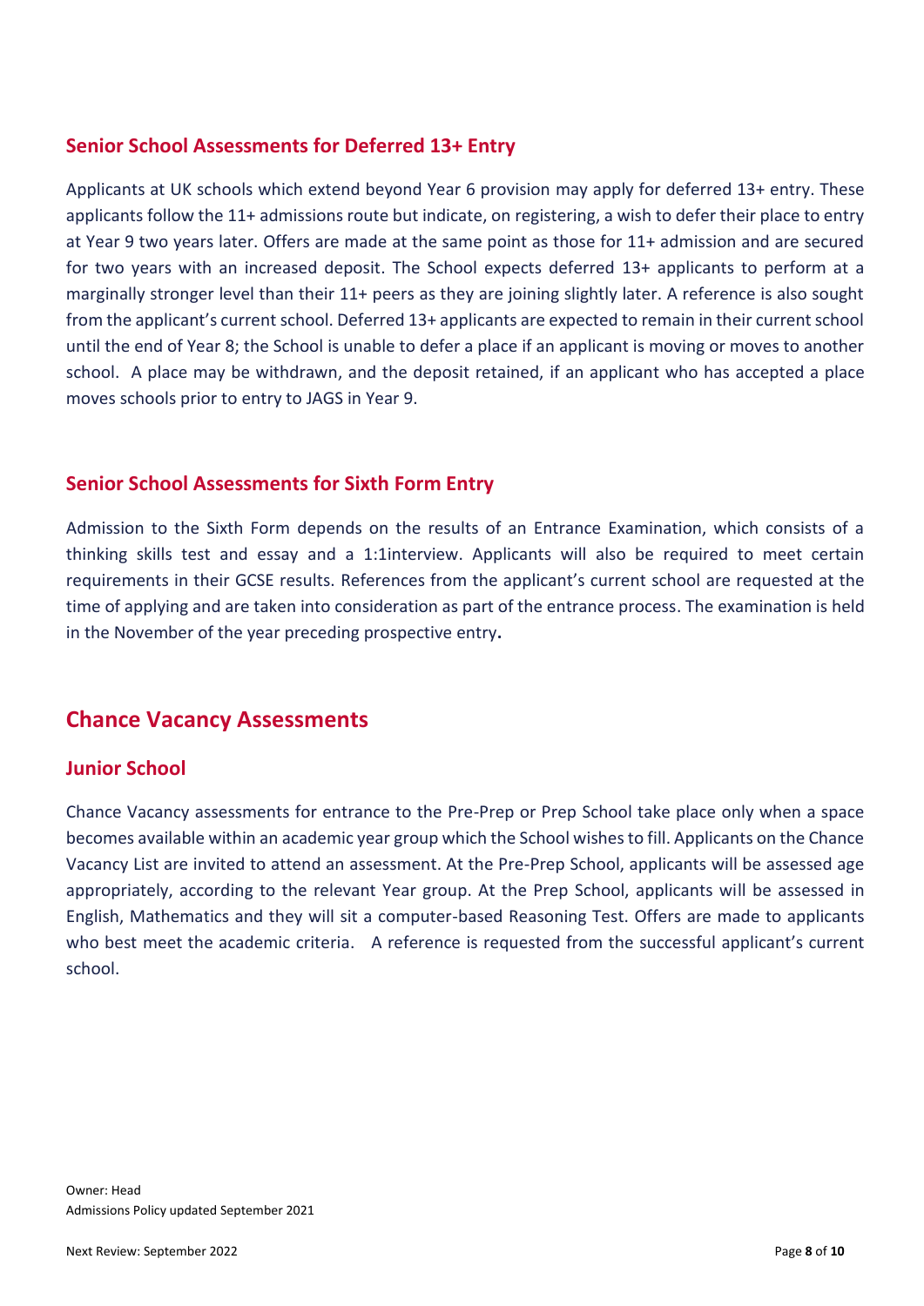### Senior School Assessments for Deferred 13+ Entry

Applicants at UK schools which extend beyond Year 6 provision may apply for deferred 13+ entry. These applicants follow the 11+ admissions route but indicate, on registering, a wish to defer their place to entry at Year 9 two years later. Offers are made at the same point as those for 11+ admission and are secured for two years with an increased deposit. The School expects deferred 13+ applicants to perform at a marginally stronger level than their 11+ peers as they are joining slightly later. A reference is also sought from the applicant's current school. Deferred 13+ applicants are expected to remain in their current school until the end of Year 8; the School is unable to defer a place if an applicant is moving or moves to another school. A place may be withdrawn, and the deposit retained, if an applicant who has accepted a place moves schools prior to entry to JAGS in Year 9.

### Senior School Assessments for Sixth Form Entry

Admission to the Sixth Form depends on the results of an Entrance Examination, which consists of a thinking skills test and essay and a 1:1interview. Applicants will also be required to meet certain requirements in their GCSE results. References from the applicant's current school are requested at the time of applying and are taken into consideration as part of the entrance process. The examination is held in the November of the year preceding prospective entry**.**

## Chance Vacancy Assessments

### Junior School

Chance Vacancy assessments for entrance to the Pre-Prep or Prep School take place only when a space becomes available within an academic year group which the School wishes to fill. Applicants on the Chance Vacancy List are invited to attend an assessment. At the Pre-Prep School, applicants will be assessed age appropriately, according to the relevant Year group. At the Prep School, applicants will be assessed in English, Mathematics and they will sit a computer-based Reasoning Test. Offers are made to applicants who best meet the academic criteria. A reference is requested from the successful applicant's current school.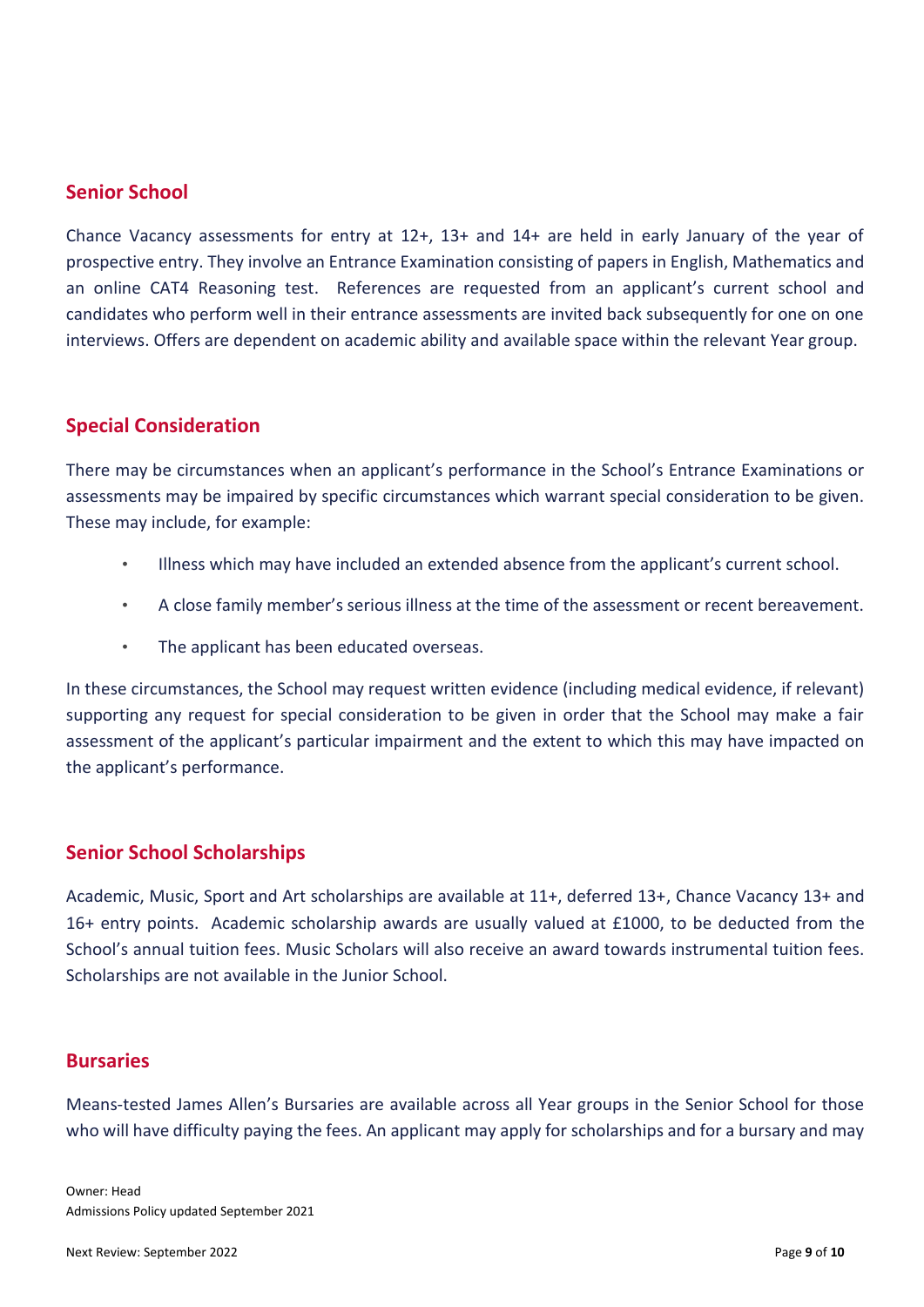## Senior School

Chance Vacancy assessments for entry at 12+, 13+ and 14+ are held in early January of the year of prospective entry. They involve an Entrance Examination consisting of papers in English, Mathematics and an online CAT4 Reasoning test. References are requested from an applicant's current school and candidates who perform well in their entrance assessments are invited back subsequently for one on one interviews. Offers are dependent on academic ability and available space within the relevant Year group.

## Special Consideration

There may be circumstances when an applicant's performance in the School's Entrance Examinations or assessments may be impaired by specific circumstances which warrant special consideration to be given. These may include, for example:

- Illness which may have included an extended absence from the applicant's current school.
- A close family member's serious illness at the time of the assessment or recent bereavement.
- The applicant has been educated overseas.

In these circumstances, the School may request written evidence (including medical evidence, if relevant) supporting any request for special consideration to be given in order that the School may make a fair assessment of the applicant's particular impairment and the extent to which this may have impacted on the applicant's performance.

## Senior School Scholarships

Academic, Music, Sport and Art scholarships are available at 11+, deferred 13+, Chance Vacancy 13+ and 16+ entry points. Academic scholarship awards are usually valued at £1000, to be deducted from the School's annual tuition fees. Music Scholars will also receive an award towards instrumental tuition fees. Scholarships are not available in the Junior School.

## Bursaries

Means-tested James Allen's Bursaries are available across all Year groups in the Senior School for those who will have difficulty paying the fees. An applicant may apply for scholarships and for a bursary and may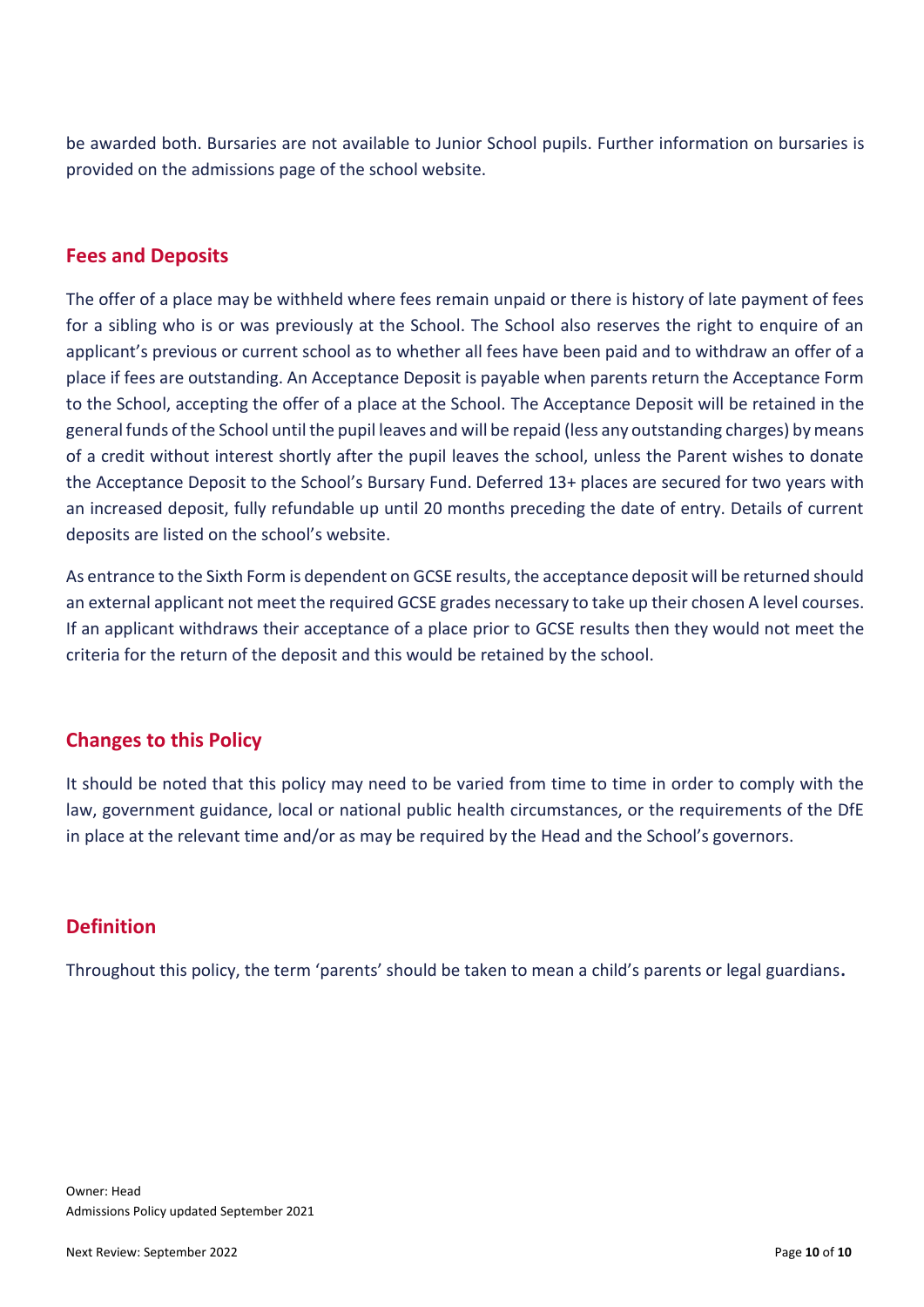be awarded both. Bursaries are not available to Junior School pupils. Further information on bursaries is provided on the admissions page of the school website.

## Fees and Deposits

The offer of a place may be withheld where fees remain unpaid or there is history of late payment of fees for a sibling who is or was previously at the School. The School also reserves the right to enquire of an applicant's previous or current school as to whether all fees have been paid and to withdraw an offer of a place if fees are outstanding. An Acceptance Deposit is payable when parents return the Acceptance Form to the School, accepting the offer of a place at the School. The Acceptance Deposit will be retained in the general funds of the School until the pupil leaves and will be repaid (less any outstanding charges) by means of a credit without interest shortly after the pupil leaves the school, unless the Parent wishes to donate the Acceptance Deposit to the School's Bursary Fund. Deferred 13+ places are secured for two years with an increased deposit, fully refundable up until 20 months preceding the date of entry. Details of current deposits are listed on the school's website.

As entrance to the Sixth Form is dependent on GCSE results, the acceptance deposit will be returned should an external applicant not meet the required GCSE grades necessary to take up their chosen A level courses. If an applicant withdraws their acceptance of a place prior to GCSE results then they would not meet the criteria for the return of the deposit and this would be retained by the school.

## Changes to this Policy

It should be noted that this policy may need to be varied from time to time in order to comply with the law, government guidance, local or national public health circumstances, or the requirements of the DfE in place at the relevant time and/or as may be required by the Head and the School's governors.

## Definition

Throughout this policy, the term 'parents' should be taken to mean a child's parents or legal guardians**.**

Owner: Head
Admissions Policy updated September 2021

Next Review: September 2022